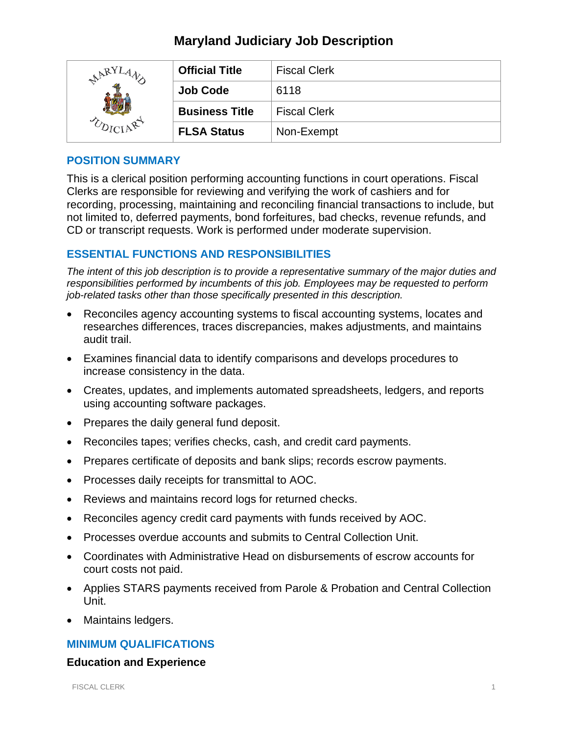# Maryland Judiciary Job Description

| | Official Title | Fiscal Clerk |
|---|---|---|
| | Job Code | 6118 |
| | Business Title | Fiscal Clerk |
| | FLSA Status | Non-Exempt |

## POSITION SUMMARY

This is a clerical position performing accounting functions in court operations. Fiscal Clerks are responsible for reviewing and verifying the work of cashiers and for recording, processing, maintaining and reconciling financial transactions to include, but not limited to, deferred payments, bond forfeitures, bad checks, revenue refunds, and CD or transcript requests. Work is performed under moderate supervision.

## ESSENTIAL FUNCTIONS AND RESPONSIBILITIES

*The intent of this job description is to provide a representative summary of the major duties and responsibilities performed by incumbents of this job. Employees may be requested to perform job-related tasks other than those specifically presented in this description.*

- Reconciles agency accounting systems to fiscal accounting systems, locates and researches differences, traces discrepancies, makes adjustments, and maintains audit trail.
- Examines financial data to identify comparisons and develops procedures to increase consistency in the data.
- Creates, updates, and implements automated spreadsheets, ledgers, and reports using accounting software packages.
- Prepares the daily general fund deposit.
- Reconciles tapes; verifies checks, cash, and credit card payments.
- Prepares certificate of deposits and bank slips; records escrow payments.
- Processes daily receipts for transmittal to AOC.
- Reviews and maintains record logs for returned checks.
- Reconciles agency credit card payments with funds received by AOC.
- Processes overdue accounts and submits to Central Collection Unit.
- Coordinates with Administrative Head on disbursements of escrow accounts for court costs not paid.
- Applies STARS payments received from Parole & Probation and Central Collection Unit.
- Maintains ledgers.

## MINIMUM QUALIFICATIONS

### Education and Experience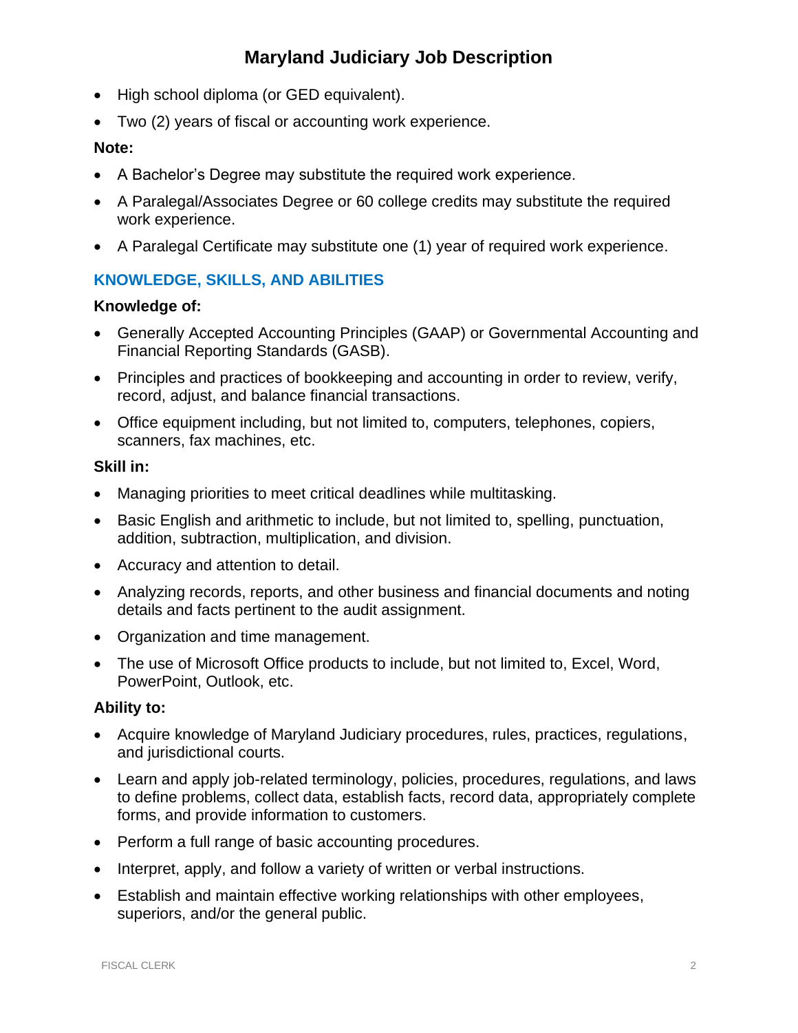- High school diploma (or GED equivalent).
- Two (2) years of fiscal or accounting work experience.

**Note:**

- A Bachelor's Degree may substitute the required work experience.
- A Paralegal/Associates Degree or 60 college credits may substitute the required work experience.
- A Paralegal Certificate may substitute one (1) year of required work experience.

## KNOWLEDGE, SKILLS, AND ABILITIES

**Knowledge of:**

- Generally Accepted Accounting Principles (GAAP) or Governmental Accounting and Financial Reporting Standards (GASB).
- Principles and practices of bookkeeping and accounting in order to review, verify, record, adjust, and balance financial transactions.
- Office equipment including, but not limited to, computers, telephones, copiers, scanners, fax machines, etc.

**Skill in:**

- Managing priorities to meet critical deadlines while multitasking.
- Basic English and arithmetic to include, but not limited to, spelling, punctuation, addition, subtraction, multiplication, and division.
- Accuracy and attention to detail.
- Analyzing records, reports, and other business and financial documents and noting details and facts pertinent to the audit assignment.
- Organization and time management.
- The use of Microsoft Office products to include, but not limited to, Excel, Word, PowerPoint, Outlook, etc.

**Ability to:**

- Acquire knowledge of Maryland Judiciary procedures, rules, practices, regulations, and jurisdictional courts.
- Learn and apply job-related terminology, policies, procedures, regulations, and laws to define problems, collect data, establish facts, record data, appropriately complete forms, and provide information to customers.
- Perform a full range of basic accounting procedures.
- Interpret, apply, and follow a variety of written or verbal instructions.
- Establish and maintain effective working relationships with other employees, superiors, and/or the general public.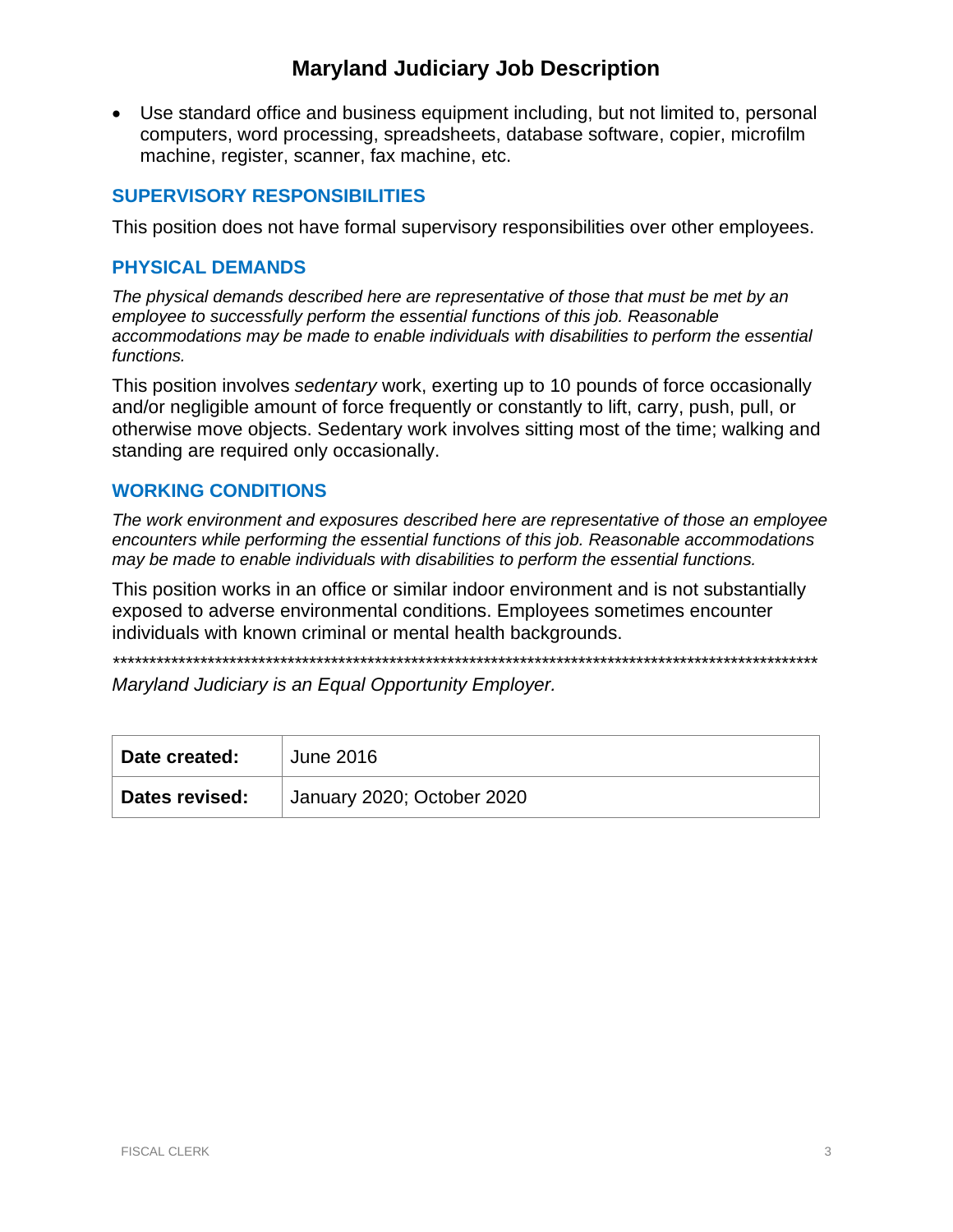- Use standard office and business equipment including, but not limited to, personal computers, word processing, spreadsheets, database software, copier, microfilm machine, register, scanner, fax machine, etc.

## SUPERVISORY RESPONSIBILITIES

This position does not have formal supervisory responsibilities over other employees.

## PHYSICAL DEMANDS

*The physical demands described here are representative of those that must be met by an employee to successfully perform the essential functions of this job. Reasonable accommodations may be made to enable individuals with disabilities to perform the essential functions.*

This position involves *sedentary* work, exerting up to 10 pounds of force occasionally and/or negligible amount of force frequently or constantly to lift, carry, push, pull, or otherwise move objects. Sedentary work involves sitting most of the time; walking and standing are required only occasionally.

## WORKING CONDITIONS

*The work environment and exposures described here are representative of those an employee encounters while performing the essential functions of this job. Reasonable accommodations may be made to enable individuals with disabilities to perform the essential functions.*

This position works in an office or similar indoor environment and is not substantially exposed to adverse environmental conditions. Employees sometimes encounter individuals with known criminal or mental health backgrounds.

*****************************************************************************************************

*Maryland Judiciary is an Equal Opportunity Employer.*

| | |
|---|---|
| **Date created:** | June 2016 |
| **Dates revised:** | January 2020; October 2020 |